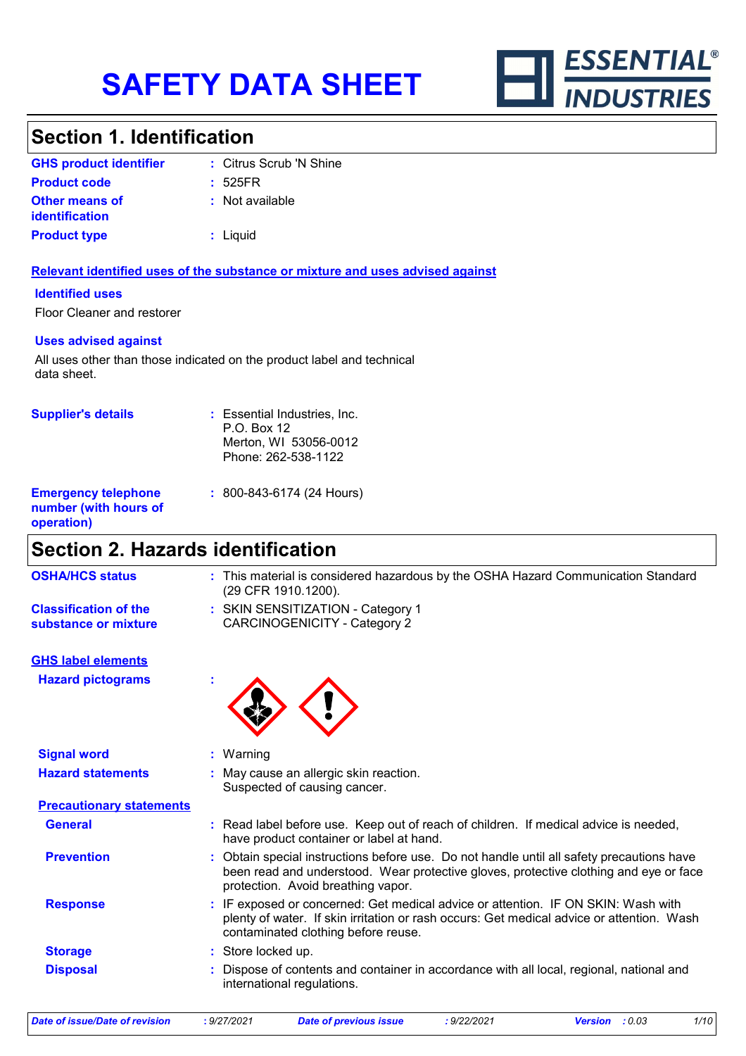# SAFETY DATA SHEET

**ESSENTIAL® INDUSTRIES**

## Section 1. Identification

| | |
|---|---|
| **GHS product identifier** | : Citrus Scrub 'N Shine |
| **Product code** | : 525FR |
| **Other means of identification** | : Not available |
| **Product type** | : Liquid |

### Relevant identified uses of the substance or mixture and uses advised against

**Identified uses**

Floor Cleaner and restorer

**Uses advised against**

All uses other than those indicated on the product label and technical data sheet.

| | |
|---|---|
| **Supplier's details** | : Essential Industries, Inc.<br>P.O. Box 12<br>Merton, WI 53056-0012<br>Phone: 262-538-1122 |
| **Emergency telephone number (with hours of operation)** | : 800-843-6174 (24 Hours) |

## Section 2. Hazards identification

| | |
|---|---|
| **OSHA/HCS status** | : This material is considered hazardous by the OSHA Hazard Communication Standard (29 CFR 1910.1200). |
| **Classification of the substance or mixture** | : SKIN SENSITIZATION - Category 1<br>CARCINOGENICITY - Category 2 |

### GHS label elements

| | |
|---|---|
| **Hazard pictograms** | : |
| **Signal word** | : Warning |
| **Hazard statements** | : May cause an allergic skin reaction.<br>Suspected of causing cancer. |

**Precautionary statements**

| | |
|---|---|
| **General** | : Read label before use. Keep out of reach of children. If medical advice is needed, have product container or label at hand. |
| **Prevention** | : Obtain special instructions before use. Do not handle until all safety precautions have been read and understood. Wear protective gloves, protective clothing and eye or face protection. Avoid breathing vapor. |
| **Response** | : IF exposed or concerned: Get medical advice or attention. IF ON SKIN: Wash with plenty of water. If skin irritation or rash occurs: Get medical advice or attention. Wash contaminated clothing before reuse. |
| **Storage** | : Store locked up. |
| **Disposal** | : Dispose of contents and container in accordance with all local, regional, national and international regulations. |

*Date of issue/Date of revision* : 9/27/2021 *Date of previous issue* : 9/22/2021 *Version* : 0.03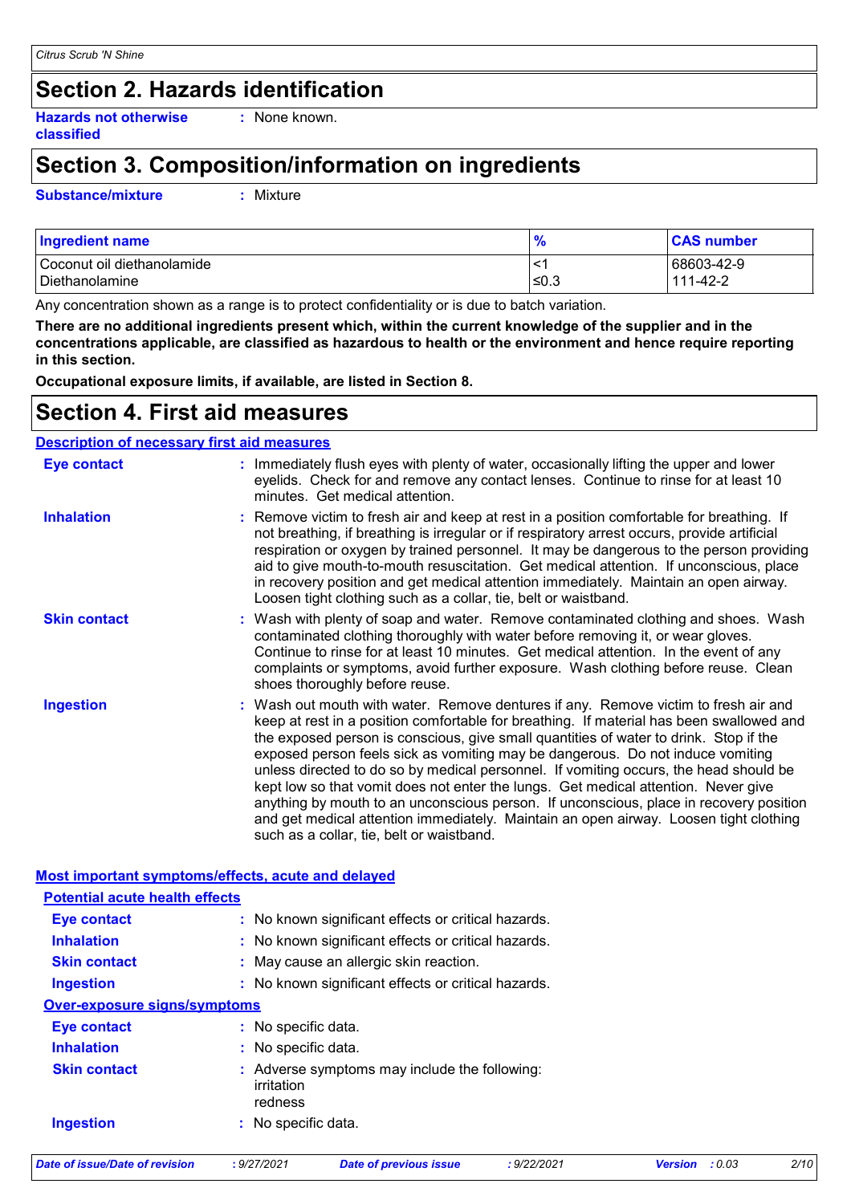# Section 2. Hazards identification

**Hazards not otherwise classified** : None known.

# Section 3. Composition/information on ingredients

**Substance/mixture** : Mixture

| Ingredient name | % | CAS number |
|---|---|---|
| Coconut oil diethanolamide | <1 | 68603-42-9 |
| Diethanolamine | ≤0.3 | 111-42-2 |

Any concentration shown as a range is to protect confidentiality or is due to batch variation.

**There are no additional ingredients present which, within the current knowledge of the supplier and in the concentrations applicable, are classified as hazardous to health or the environment and hence require reporting in this section.**

**Occupational exposure limits, if available, are listed in Section 8.**

# Section 4. First aid measures

## Description of necessary first aid measures

**Eye contact** : Immediately flush eyes with plenty of water, occasionally lifting the upper and lower eyelids. Check for and remove any contact lenses. Continue to rinse for at least 10 minutes. Get medical attention.

**Inhalation** : Remove victim to fresh air and keep at rest in a position comfortable for breathing. If not breathing, if breathing is irregular or if respiratory arrest occurs, provide artificial respiration or oxygen by trained personnel. It may be dangerous to the person providing aid to give mouth-to-mouth resuscitation. Get medical attention. If unconscious, place in recovery position and get medical attention immediately. Maintain an open airway. Loosen tight clothing such as a collar, tie, belt or waistband.

**Skin contact** : Wash with plenty of soap and water. Remove contaminated clothing and shoes. Wash contaminated clothing thoroughly with water before removing it, or wear gloves. Continue to rinse for at least 10 minutes. Get medical attention. In the event of any complaints or symptoms, avoid further exposure. Wash clothing before reuse. Clean shoes thoroughly before reuse.

**Ingestion** : Wash out mouth with water. Remove dentures if any. Remove victim to fresh air and keep at rest in a position comfortable for breathing. If material has been swallowed and the exposed person is conscious, give small quantities of water to drink. Stop if the exposed person feels sick as vomiting may be dangerous. Do not induce vomiting unless directed to do so by medical personnel. If vomiting occurs, the head should be kept low so that vomit does not enter the lungs. Get medical attention. Never give anything by mouth to an unconscious person. If unconscious, place in recovery position and get medical attention immediately. Maintain an open airway. Loosen tight clothing such as a collar, tie, belt or waistband.

## Most important symptoms/effects, acute and delayed

### Potential acute health effects

**Eye contact** : No known significant effects or critical hazards.

**Inhalation** : No known significant effects or critical hazards.

**Skin contact** : May cause an allergic skin reaction.

**Ingestion** : No known significant effects or critical hazards.

### Over-exposure signs/symptoms

**Eye contact** : No specific data.

**Inhalation** : No specific data.

**Skin contact** : Adverse symptoms may include the following:
irritation
redness

**Ingestion** : No specific data.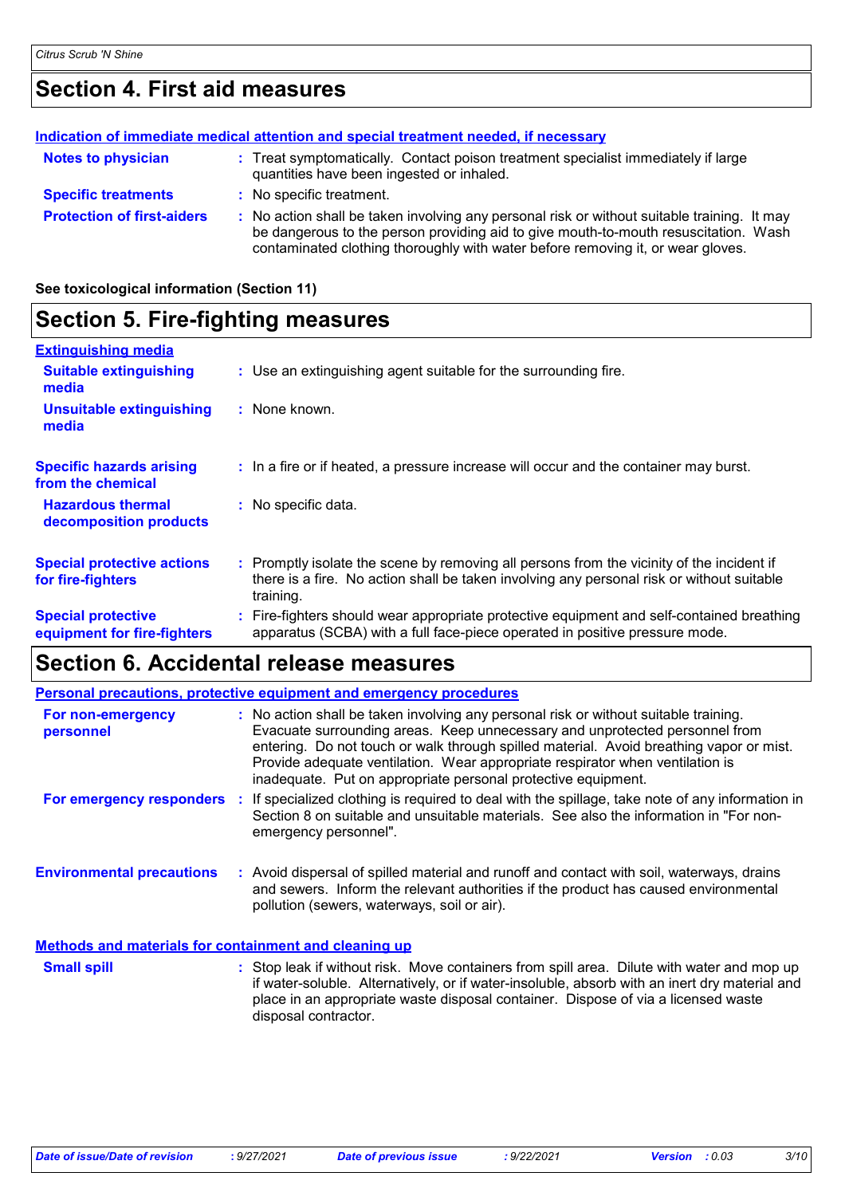## Section 4. First aid measures

**Indication of immediate medical attention and special treatment needed, if necessary**

| | |
|---|---|
| **Notes to physician** | : Treat symptomatically. Contact poison treatment specialist immediately if large quantities have been ingested or inhaled. |
| **Specific treatments** | : No specific treatment. |
| **Protection of first-aiders** | : No action shall be taken involving any personal risk or without suitable training. It may be dangerous to the person providing aid to give mouth-to-mouth resuscitation. Wash contaminated clothing thoroughly with water before removing it, or wear gloves. |

**See toxicological information (Section 11)**

## Section 5. Fire-fighting measures

**Extinguishing media**

| | |
|---|---|
| **Suitable extinguishing media** | : Use an extinguishing agent suitable for the surrounding fire. |
| **Unsuitable extinguishing media** | : None known. |
| **Specific hazards arising from the chemical** | : In a fire or if heated, a pressure increase will occur and the container may burst. |
| **Hazardous thermal decomposition products** | : No specific data. |
| **Special protective actions for fire-fighters** | : Promptly isolate the scene by removing all persons from the vicinity of the incident if there is a fire. No action shall be taken involving any personal risk or without suitable training. |
| **Special protective equipment for fire-fighters** | : Fire-fighters should wear appropriate protective equipment and self-contained breathing apparatus (SCBA) with a full face-piece operated in positive pressure mode. |

## Section 6. Accidental release measures

**Personal precautions, protective equipment and emergency procedures**

| | |
|---|---|
| **For non-emergency personnel** | : No action shall be taken involving any personal risk or without suitable training. Evacuate surrounding areas. Keep unnecessary and unprotected personnel from entering. Do not touch or walk through spilled material. Avoid breathing vapor or mist. Provide adequate ventilation. Wear appropriate respirator when ventilation is inadequate. Put on appropriate personal protective equipment. |
| **For emergency responders** | : If specialized clothing is required to deal with the spillage, take note of any information in Section 8 on suitable and unsuitable materials. See also the information in "For non-emergency personnel". |
| **Environmental precautions** | : Avoid dispersal of spilled material and runoff and contact with soil, waterways, drains and sewers. Inform the relevant authorities if the product has caused environmental pollution (sewers, waterways, soil or air). |

**Methods and materials for containment and cleaning up**

| | |
|---|---|
| **Small spill** | : Stop leak if without risk. Move containers from spill area. Dilute with water and mop up if water-soluble. Alternatively, or if water-insoluble, absorb with an inert dry material and place in an appropriate waste disposal container. Dispose of via a licensed waste disposal contractor. |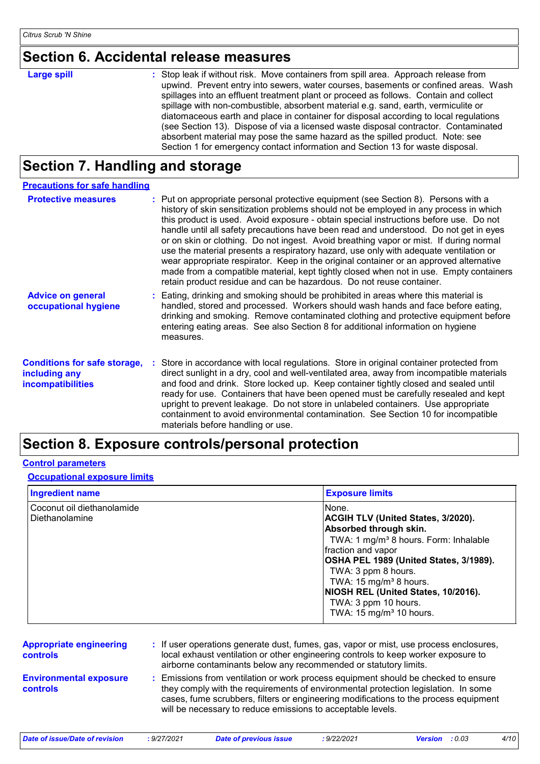## Section 6. Accidental release measures

**Large spill** : Stop leak if without risk. Move containers from spill area. Approach release from upwind. Prevent entry into sewers, water courses, basements or confined areas. Wash spillages into an effluent treatment plant or proceed as follows. Contain and collect spillage with non-combustible, absorbent material e.g. sand, earth, vermiculite or diatomaceous earth and place in container for disposal according to local regulations (see Section 13). Dispose of via a licensed waste disposal contractor. Contaminated absorbent material may pose the same hazard as the spilled product. Note: see Section 1 for emergency contact information and Section 13 for waste disposal.

## Section 7. Handling and storage

### Precautions for safe handling

**Protective measures** : Put on appropriate personal protective equipment (see Section 8). Persons with a history of skin sensitization problems should not be employed in any process in which this product is used. Avoid exposure - obtain special instructions before use. Do not handle until all safety precautions have been read and understood. Do not get in eyes or on skin or clothing. Do not ingest. Avoid breathing vapor or mist. If during normal use the material presents a respiratory hazard, use only with adequate ventilation or wear appropriate respirator. Keep in the original container or an approved alternative made from a compatible material, kept tightly closed when not in use. Empty containers retain product residue and can be hazardous. Do not reuse container.

**Advice on general occupational hygiene** : Eating, drinking and smoking should be prohibited in areas where this material is handled, stored and processed. Workers should wash hands and face before eating, drinking and smoking. Remove contaminated clothing and protective equipment before entering eating areas. See also Section 8 for additional information on hygiene measures.

**Conditions for safe storage, including any incompatibilities** : Store in accordance with local regulations. Store in original container protected from direct sunlight in a dry, cool and well-ventilated area, away from incompatible materials and food and drink. Store locked up. Keep container tightly closed and sealed until ready for use. Containers that have been opened must be carefully resealed and kept upright to prevent leakage. Do not store in unlabeled containers. Use appropriate containment to avoid environmental contamination. See Section 10 for incompatible materials before handling or use.

## Section 8. Exposure controls/personal protection

### Control parameters

#### Occupational exposure limits

| Ingredient name | Exposure limits |
|---|---|
| Coconut oil diethanolamide | None. |
| Diethanolamine | **ACGIH TLV (United States, 3/2020). Absorbed through skin.**<br>TWA: 1 mg/m³ 8 hours. Form: Inhalable fraction and vapor<br>**OSHA PEL 1989 (United States, 3/1989).**<br>TWA: 3 ppm 8 hours.<br>TWA: 15 mg/m³ 8 hours.<br>**NIOSH REL (United States, 10/2016).**<br>TWA: 3 ppm 10 hours.<br>TWA: 15 mg/m³ 10 hours. |

**Appropriate engineering controls** : If user operations generate dust, fumes, gas, vapor or mist, use process enclosures, local exhaust ventilation or other engineering controls to keep worker exposure to airborne contaminants below any recommended or statutory limits.

**Environmental exposure controls** : Emissions from ventilation or work process equipment should be checked to ensure they comply with the requirements of environmental protection legislation. In some cases, fume scrubbers, filters or engineering modifications to the process equipment will be necessary to reduce emissions to acceptable levels.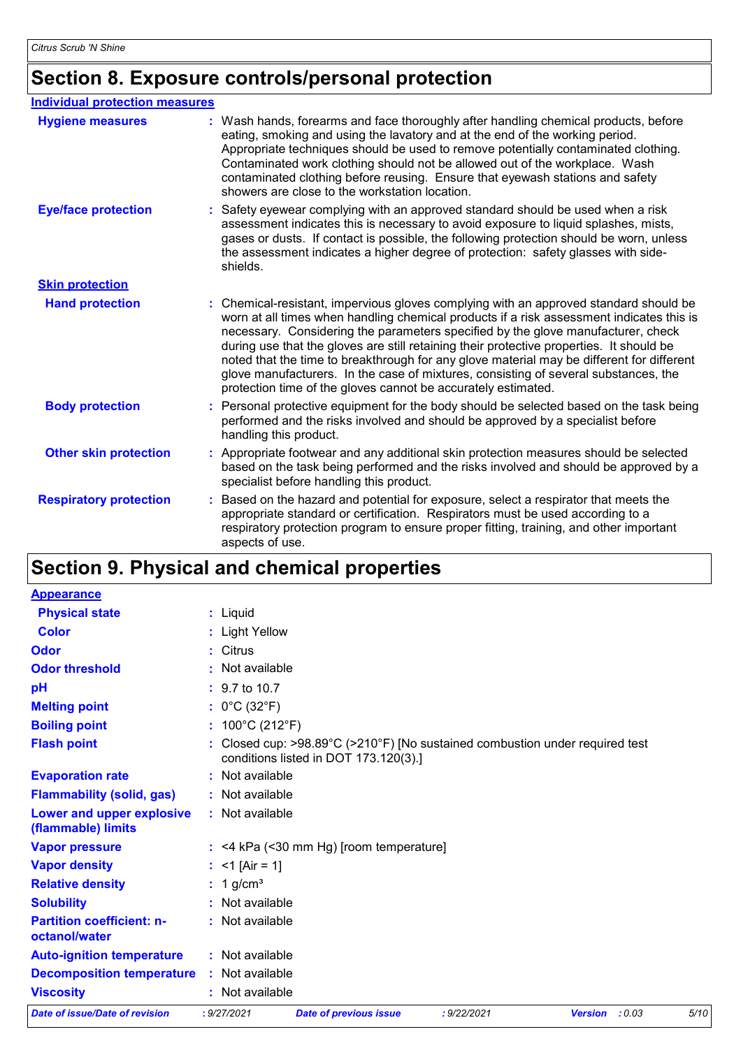# Section 8. Exposure controls/personal protection

## Individual protection measures

| | |
|---|---|
| **Hygiene measures** | Wash hands, forearms and face thoroughly after handling chemical products, before eating, smoking and using the lavatory and at the end of the working period. Appropriate techniques should be used to remove potentially contaminated clothing. Contaminated work clothing should not be allowed out of the workplace. Wash contaminated clothing before reusing. Ensure that eyewash stations and safety showers are close to the workstation location. |
| **Eye/face protection** | Safety eyewear complying with an approved standard should be used when a risk assessment indicates this is necessary to avoid exposure to liquid splashes, mists, gases or dusts. If contact is possible, the following protection should be worn, unless the assessment indicates a higher degree of protection: safety glasses with side-shields. |

### Skin protection

| | |
|---|---|
| **Hand protection** | Chemical-resistant, impervious gloves complying with an approved standard should be worn at all times when handling chemical products if a risk assessment indicates this is necessary. Considering the parameters specified by the glove manufacturer, check during use that the gloves are still retaining their protective properties. It should be noted that the time to breakthrough for any glove material may be different for different glove manufacturers. In the case of mixtures, consisting of several substances, the protection time of the gloves cannot be accurately estimated. |
| **Body protection** | Personal protective equipment for the body should be selected based on the task being performed and the risks involved and should be approved by a specialist before handling this product. |
| **Other skin protection** | Appropriate footwear and any additional skin protection measures should be selected based on the task being performed and the risks involved and should be approved by a specialist before handling this product. |
| **Respiratory protection** | Based on the hazard and potential for exposure, select a respirator that meets the appropriate standard or certification. Respirators must be used according to a respiratory protection program to ensure proper fitting, training, and other important aspects of use. |

# Section 9. Physical and chemical properties

## Appearance

| | |
|---|---|
| **Physical state** | Liquid |
| **Color** | Light Yellow |
| **Odor** | Citrus |
| **Odor threshold** | Not available |
| **pH** | 9.7 to 10.7 |
| **Melting point** | 0°C (32°F) |
| **Boiling point** | 100°C (212°F) |
| **Flash point** | Closed cup: >98.89°C (>210°F) [No sustained combustion under required test conditions listed in DOT 173.120(3).] |
| **Evaporation rate** | Not available |
| **Flammability (solid, gas)** | Not available |
| **Lower and upper explosive (flammable) limits** | Not available |
| **Vapor pressure** | <4 kPa (<30 mm Hg) [room temperature] |
| **Vapor density** | <1 [Air = 1] |
| **Relative density** | 1 g/cm³ |
| **Solubility** | Not available |
| **Partition coefficient: n-octanol/water** | Not available |
| **Auto-ignition temperature** | Not available |
| **Decomposition temperature** | Not available |
| **Viscosity** | Not available |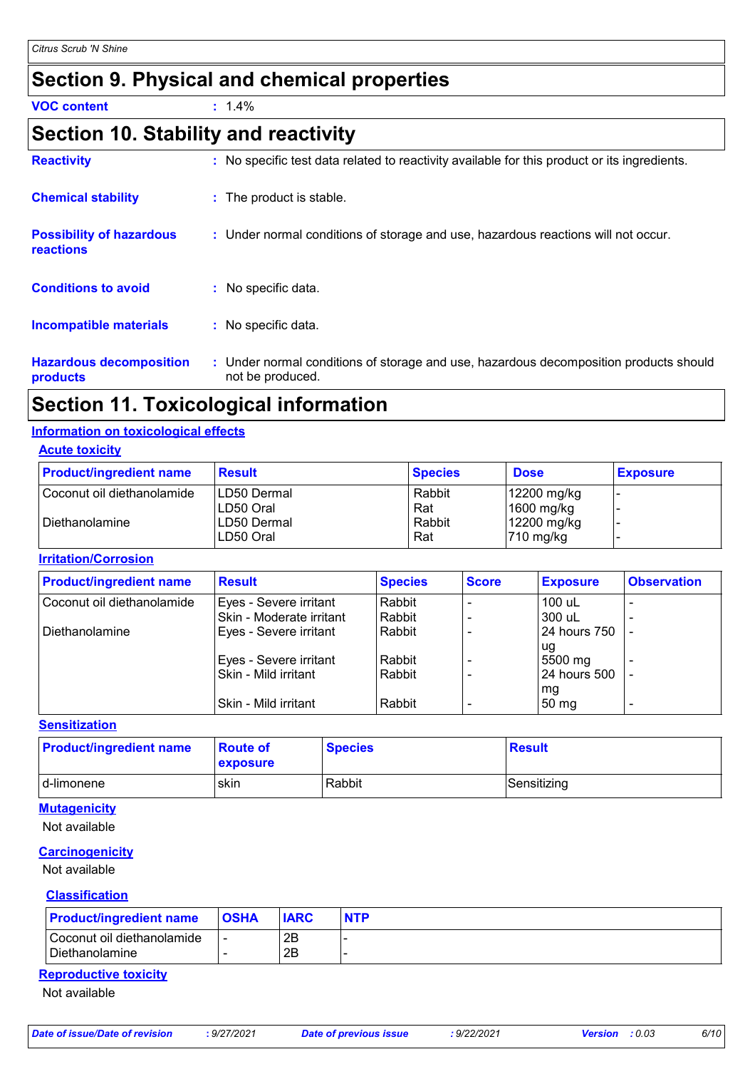## Section 9. Physical and chemical properties

**VOC content** : 1.4%

## Section 10. Stability and reactivity

**Reactivity** : No specific test data related to reactivity available for this product or its ingredients.

**Chemical stability** : The product is stable.

**Possibility of hazardous reactions** : Under normal conditions of storage and use, hazardous reactions will not occur.

**Conditions to avoid** : No specific data.

**Incompatible materials** : No specific data.

**Hazardous decomposition products** : Under normal conditions of storage and use, hazardous decomposition products should not be produced.

## Section 11. Toxicological information

### Information on toxicological effects

#### Acute toxicity

| Product/ingredient name | Result | Species | Dose | Exposure |
|---|---|---|---|---|
| Coconut oil diethanolamide | LD50 Dermal | Rabbit | 12200 mg/kg | - |
| | LD50 Oral | Rat | 1600 mg/kg | - |
| Diethanolamine | LD50 Dermal | Rabbit | 12200 mg/kg | - |
| | LD50 Oral | Rat | 710 mg/kg | - |

#### Irritation/Corrosion

| Product/ingredient name | Result | Species | Score | Exposure | Observation |
|---|---|---|---|---|---|
| Coconut oil diethanolamide | Eyes - Severe irritant | Rabbit | - | 100 uL | - |
| | Skin - Moderate irritant | Rabbit | - | 300 uL | - |
| Diethanolamine | Eyes - Severe irritant | Rabbit | - | 24 hours 750 ug | - |
| | Eyes - Severe irritant | Rabbit | - | 5500 mg | - |
| | Skin - Mild irritant | Rabbit | - | 24 hours 500 mg | - |
| | Skin - Mild irritant | Rabbit | - | 50 mg | - |

#### Sensitization

| Product/ingredient name | Route of exposure | Species | Result |
|---|---|---|---|
| d-limonene | skin | Rabbit | Sensitizing |

#### Mutagenicity

Not available

#### Carcinogenicity

Not available

#### Classification

| Product/ingredient name | OSHA | IARC | NTP |
|---|---|---|---|
| Coconut oil diethanolamide | - | 2B | - |
| Diethanolamine | - | 2B | - |

#### Reproductive toxicity

Not available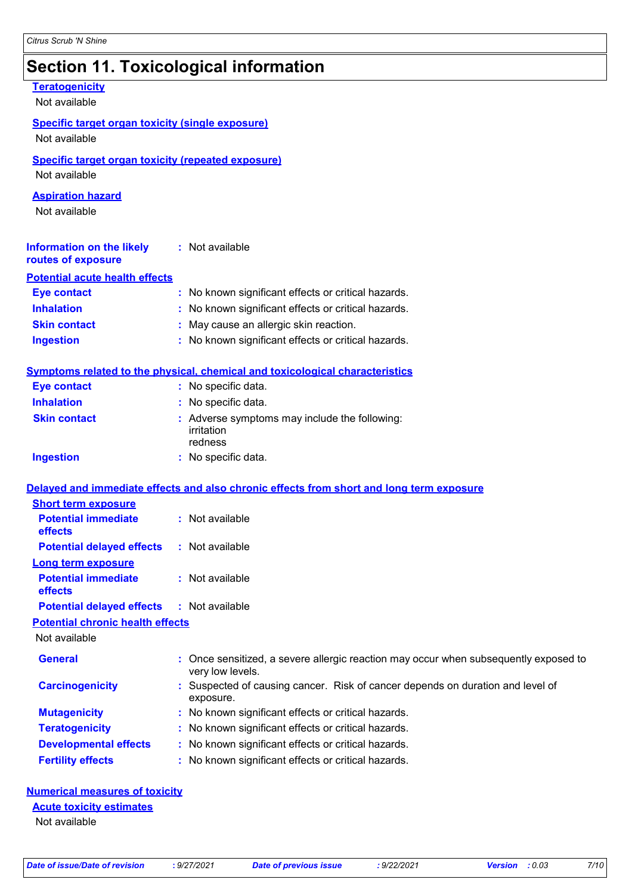## Section 11. Toxicological information

**Teratogenicity**

Not available

**Specific target organ toxicity (single exposure)**

Not available

**Specific target organ toxicity (repeated exposure)**

Not available

**Aspiration hazard**

Not available

**Information on the likely routes of exposure** : Not available

**Potential acute health effects**

| | |
|---|---|
| **Eye contact** | : No known significant effects or critical hazards. |
| **Inhalation** | : No known significant effects or critical hazards. |
| **Skin contact** | : May cause an allergic skin reaction. |
| **Ingestion** | : No known significant effects or critical hazards. |

**Symptoms related to the physical, chemical and toxicological characteristics**

| | |
|---|---|
| **Eye contact** | : No specific data. |
| **Inhalation** | : No specific data. |
| **Skin contact** | : Adverse symptoms may include the following: irritation redness |
| **Ingestion** | : No specific data. |

**Delayed and immediate effects and also chronic effects from short and long term exposure**

**Short term exposure**

| | |
|---|---|
| **Potential immediate effects** | : Not available |
| **Potential delayed effects** | : Not available |

**Long term exposure**

| | |
|---|---|
| **Potential immediate effects** | : Not available |
| **Potential delayed effects** | : Not available |

**Potential chronic health effects**

Not available

| | |
|---|---|
| **General** | : Once sensitized, a severe allergic reaction may occur when subsequently exposed to very low levels. |
| **Carcinogenicity** | : Suspected of causing cancer. Risk of cancer depends on duration and level of exposure. |
| **Mutagenicity** | : No known significant effects or critical hazards. |
| **Teratogenicity** | : No known significant effects or critical hazards. |
| **Developmental effects** | : No known significant effects or critical hazards. |
| **Fertility effects** | : No known significant effects or critical hazards. |

**Numerical measures of toxicity**

**Acute toxicity estimates**

Not available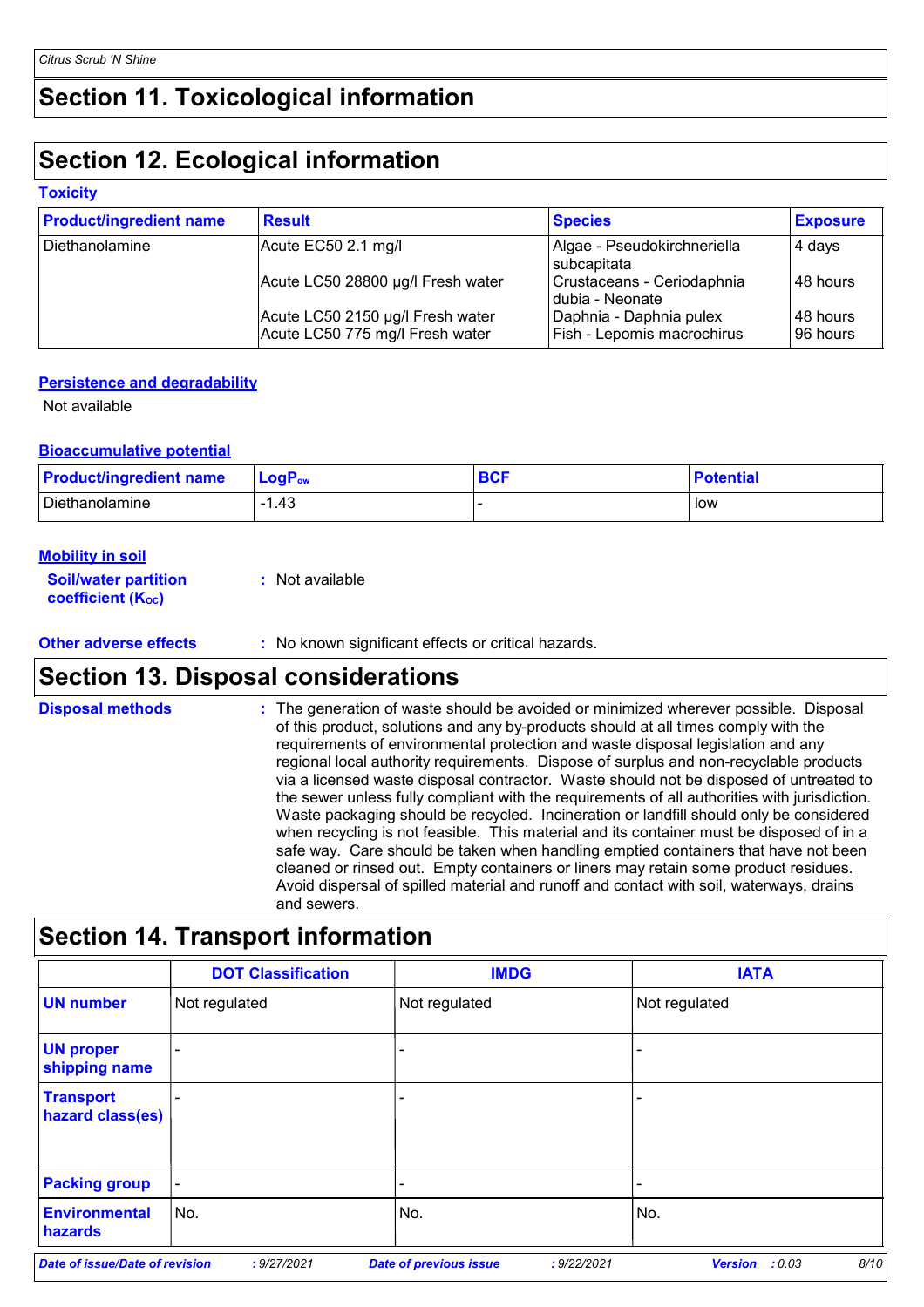## Section 11. Toxicological information

## Section 12. Ecological information

### Toxicity

| Product/ingredient name | Result | Species | Exposure |
| --- | --- | --- | --- |
| Diethanolamine | Acute EC50 2.1 mg/l | Algae - Pseudokirchneriella subcapitata | 4 days |
| | Acute LC50 28800 µg/l Fresh water | Crustaceans - Ceriodaphnia dubia - Neonate | 48 hours |
| | Acute LC50 2150 µg/l Fresh water | Daphnia - Daphnia pulex | 48 hours |
| | Acute LC50 775 mg/l Fresh water | Fish - Lepomis macrochirus | 96 hours |

### Persistence and degradability

Not available

### Bioaccumulative potential

| Product/ingredient name | $LogP_{ow}$ | BCF | Potential |
| --- | --- | --- | --- |
| Diethanolamine | -1.43 | - | low |

### Mobility in soil

**Soil/water partition coefficient ($K_{OC}$)** : Not available

**Other adverse effects** : No known significant effects or critical hazards.

## Section 13. Disposal considerations

**Disposal methods** : The generation of waste should be avoided or minimized wherever possible. Disposal of this product, solutions and any by-products should at all times comply with the requirements of environmental protection and waste disposal legislation and any regional local authority requirements. Dispose of surplus and non-recyclable products via a licensed waste disposal contractor. Waste should not be disposed of untreated to the sewer unless fully compliant with the requirements of all authorities with jurisdiction. Waste packaging should be recycled. Incineration or landfill should only be considered when recycling is not feasible. This material and its container must be disposed of in a safe way. Care should be taken when handling emptied containers that have not been cleaned or rinsed out. Empty containers or liners may retain some product residues. Avoid dispersal of spilled material and runoff and contact with soil, waterways, drains and sewers.

## Section 14. Transport information

| | DOT Classification | IMDG | IATA |
| --- | --- | --- | --- |
| **UN number** | Not regulated | Not regulated | Not regulated |
| **UN proper shipping name** | - | - | - |
| **Transport hazard class(es)** | - | - | - |
| **Packing group** | - | - | - |
| **Environmental hazards** | No. | No. | No. |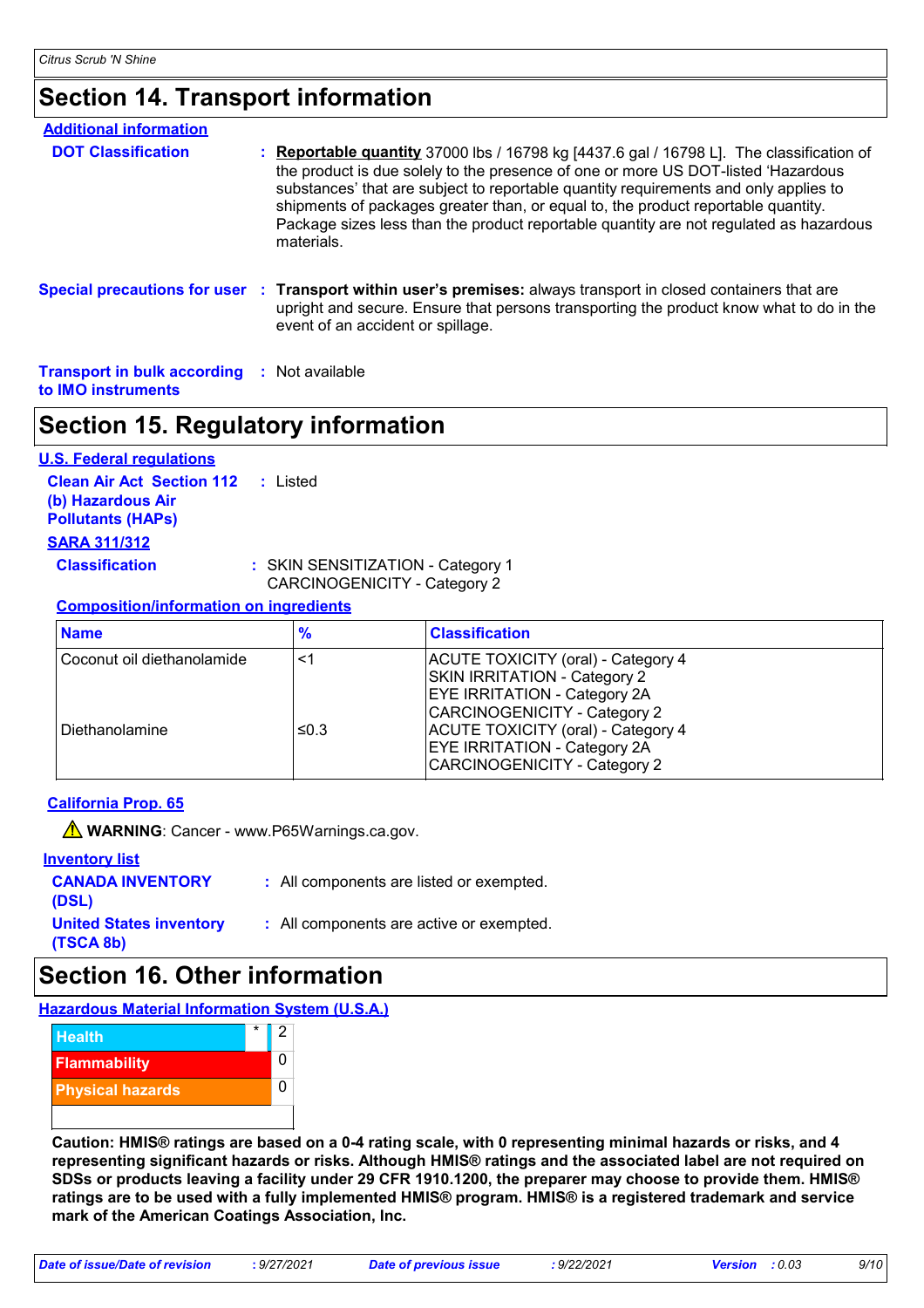## Section 14. Transport information

**Additional information**

**DOT Classification** : **Reportable quantity** 37000 lbs / 16798 kg [4437.6 gal / 16798 L]. The classification of the product is due solely to the presence of one or more US DOT-listed 'Hazardous substances' that are subject to reportable quantity requirements and only applies to shipments of packages greater than, or equal to, the product reportable quantity. Package sizes less than the product reportable quantity are not regulated as hazardous materials.

**Special precautions for user** : **Transport within user's premises:** always transport in closed containers that are upright and secure. Ensure that persons transporting the product know what to do in the event of an accident or spillage.

**Transport in bulk according to IMO instruments** : Not available

## Section 15. Regulatory information

**U.S. Federal regulations**

**Clean Air Act Section 112 (b) Hazardous Air Pollutants (HAPs)** : Listed

**SARA 311/312**

**Classification** : SKIN SENSITIZATION - Category 1
CARCINOGENICITY - Category 2

**Composition/information on ingredients**

| Name | % | Classification |
| --- | --- | --- |
| Coconut oil diethanolamide | <1 | ACUTE TOXICITY (oral) - Category 4<br>SKIN IRRITATION - Category 2<br>EYE IRRITATION - Category 2A<br>CARCINOGENICITY - Category 2 |
| Diethanolamine | ≤0.3 | ACUTE TOXICITY (oral) - Category 4<br>EYE IRRITATION - Category 2A<br>CARCINOGENICITY - Category 2 |

**California Prop. 65**

⚠ **WARNING**: Cancer - www.P65Warnings.ca.gov.

**Inventory list**

**CANADA INVENTORY (DSL)** : All components are listed or exempted.

**United States inventory (TSCA 8b)** : All components are active or exempted.

## Section 16. Other information

**Hazardous Material Information System (U.S.A.)**

| | | |
| --- | --- | --- |
| Health | * | 2 |
| Flammability | | 0 |
| Physical hazards | | 0 |

**Caution: HMIS® ratings are based on a 0-4 rating scale, with 0 representing minimal hazards or risks, and 4 representing significant hazards or risks. Although HMIS® ratings and the associated label are not required on SDSs or products leaving a facility under 29 CFR 1910.1200, the preparer may choose to provide them. HMIS® ratings are to be used with a fully implemented HMIS® program. HMIS® is a registered trademark and service mark of the American Coatings Association, Inc.**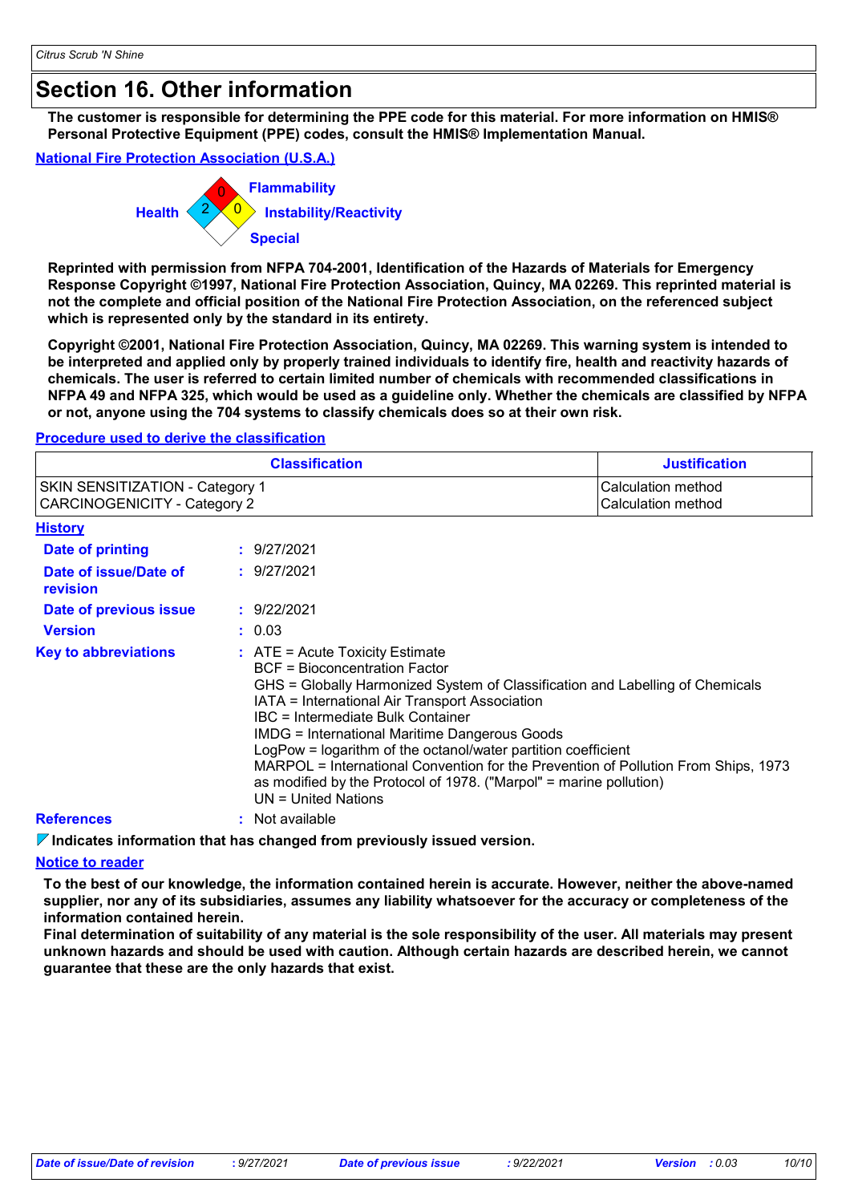# Section 16. Other information

**The customer is responsible for determining the PPE code for this material. For more information on HMIS® Personal Protective Equipment (PPE) codes, consult the HMIS® Implementation Manual.**

## National Fire Protection Association (U.S.A.)

Flammability: 0
Health: 2
Instability/Reactivity: 0
Special

**Reprinted with permission from NFPA 704-2001, Identification of the Hazards of Materials for Emergency Response Copyright ©1997, National Fire Protection Association, Quincy, MA 02269. This reprinted material is not the complete and official position of the National Fire Protection Association, on the referenced subject which is represented only by the standard in its entirety.**

**Copyright ©2001, National Fire Protection Association, Quincy, MA 02269. This warning system is intended to be interpreted and applied only by properly trained individuals to identify fire, health and reactivity hazards of chemicals. The user is referred to certain limited number of chemicals with recommended classifications in NFPA 49 and NFPA 325, which would be used as a guideline only. Whether the chemicals are classified by NFPA or not, anyone using the 704 systems to classify chemicals does so at their own risk.**

## Procedure used to derive the classification

| Classification | Justification |
|---|---|
| SKIN SENSITIZATION - Category 1 | Calculation method |
| CARCINOGENICITY - Category 2 | Calculation method |

## History

**Date of printing** : 9/27/2021

**Date of issue/Date of revision** : 9/27/2021

**Date of previous issue** : 9/22/2021

**Version** : 0.03

**Key to abbreviations** : ATE = Acute Toxicity Estimate
BCF = Bioconcentration Factor
GHS = Globally Harmonized System of Classification and Labelling of Chemicals
IATA = International Air Transport Association
IBC = Intermediate Bulk Container
IMDG = International Maritime Dangerous Goods
LogPow = logarithm of the octanol/water partition coefficient
MARPOL = International Convention for the Prevention of Pollution From Ships, 1973 as modified by the Protocol of 1978. ("Marpol" = marine pollution)
UN = United Nations

**References** : Not available

**Indicates information that has changed from previously issued version.**

## Notice to reader

**To the best of our knowledge, the information contained herein is accurate. However, neither the above-named supplier, nor any of its subsidiaries, assumes any liability whatsoever for the accuracy or completeness of the information contained herein.**
**Final determination of suitability of any material is the sole responsibility of the user. All materials may present unknown hazards and should be used with caution. Although certain hazards are described herein, we cannot guarantee that these are the only hazards that exist.**